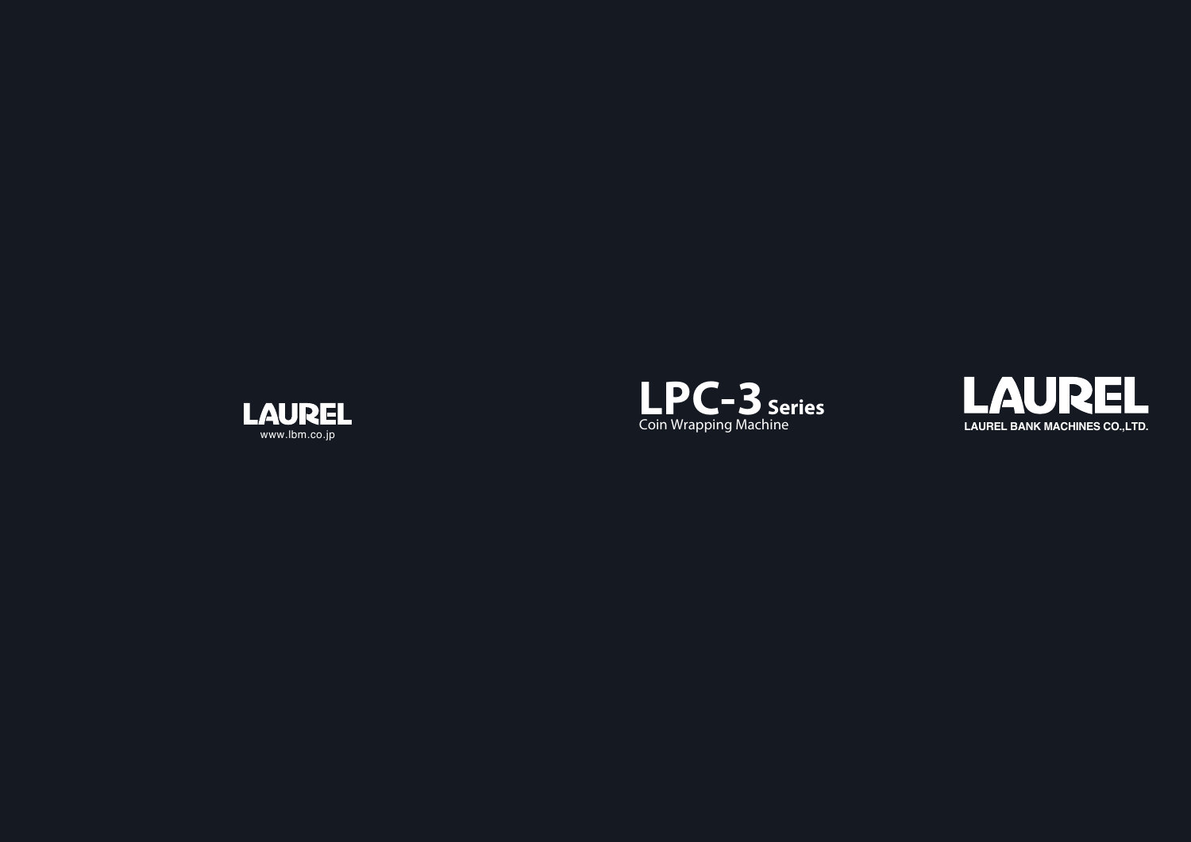LAUREL

www.lbm.co.jp

# LPC-3 Series

Coin Wrapping Machine

LAUREL

LAUREL BANK MACHINES CO.,LTD.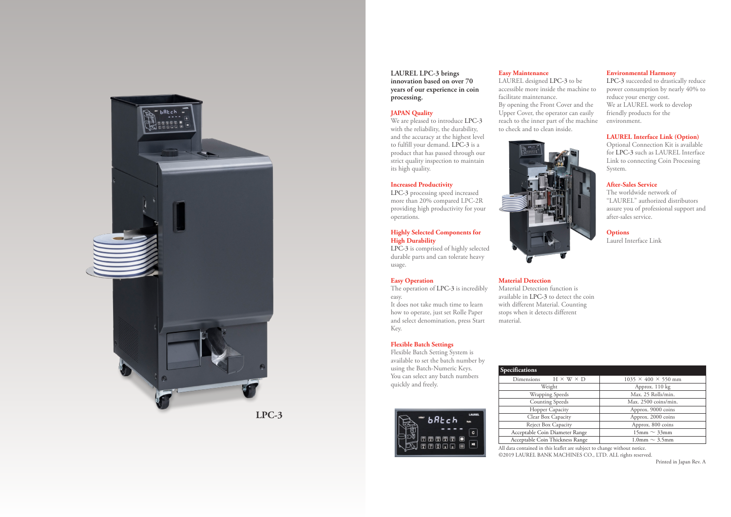LPC-3

**LAUREL LPC-3 brings innovation based on over 70 years of our experience in coin processing.**

## JAPAN Quality

We are pleased to introduce LPC-3 with the reliability, the durability, and the accuracy at the highest level to fulfill your demand. LPC-3 is a product that has passed through our strict quality inspection to maintain its high quality.

## Increased Productivity

LPC-3 processing speed increased more than 20% compared LPC-2R providing high productivity for your operations.

## Highly Selected Components for High Durability

LPC-3 is comprised of highly selected durable parts and can tolerate heavy usage.

## Easy Operation

The operation of LPC-3 is incredibly easy.
It does not take much time to learn how to operate, just set Rolle Paper and select denomination, press Start Key.

## Flexible Batch Settings

Flexible Batch Setting System is available to set the batch number by using the Batch-Numeric Keys.
You can select any batch numbers quickly and freely.

## Easy Maintenance

LAUREL designed LPC-3 to be accessible more inside the machine to facilitate maintenance.
By opening the Front Cover and the Upper Cover, the operator can easily reach to the inner part of the machine to check and to clean inside.

## Material Detection

Material Detection function is available in LPC-3 to detect the coin with different Material. Counting stops when it detects different material.

## Environmental Harmony

LPC-3 succeeded to drastically reduce power consumption by nearly 40% to reduce your energy cost.
We at LAUREL work to develop friendly products for the environment.

## LAUREL Interface Link (Option)

Optional Connection Kit is available for LPC-3 such as LAUREL Interface Link to connecting Coin Processing System.

## After-Sales Service

The worldwide network of "LAUREL" authorized distributors assure you of professional support and after-sales service.

## Options

Laurel Interface Link

| Specifications | |
|---|---|
| Dimensions H × W × D | 1035 × 400 × 550 mm |
| Weight | Approx. 110 kg |
| Wrapping Speeds | Max. 25 Rolls/min. |
| Counting Speeds | Max. 2500 coins/min. |
| Hopper Capacity | Approx. 9000 coins |
| Clear Box Capacity | Approx. 2000 coins |
| Reject Box Capacity | Approx. 800 coins |
| Acceptable Coin Diameter Range | 15mm ~ 33mm |
| Acceptable Coin Thickness Range | 1.0mm ~ 3.5mm |

All data contained in this leaflet are subject to change without notice.
©2019 LAUREL BANK MACHINES CO., LTD. ALL rights reserved.

Printed in Japan Rev. A